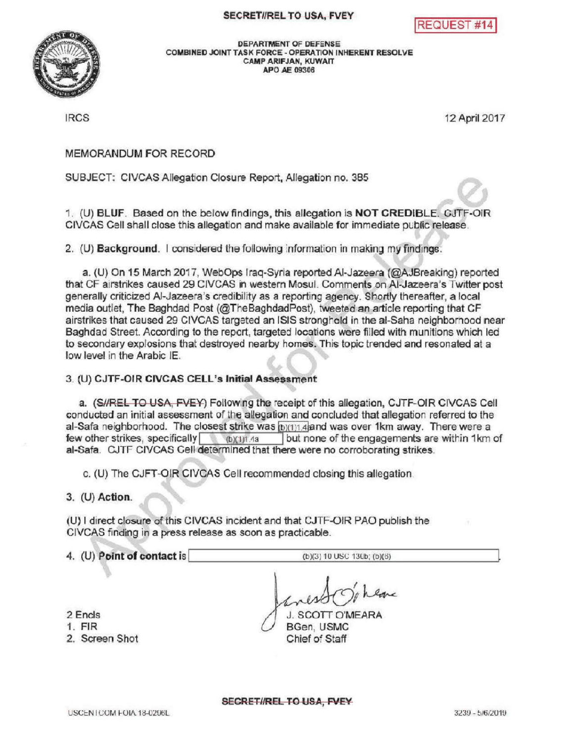SECRET//REL TO USA, FVEY

REQUEST #14

DEPARTMENT OF DEFENSE
COMBINED JOINT TASK FORCE - OPERATION INHERENT RESOLVE
CAMP ARIFJAN, KUWAIT
APO AE 09306

IRCS

12 April 2017

MEMORANDUM FOR RECORD

SUBJECT: CIVCAS Allegation Closure Report, Allegation no. 385

1. (U) **BLUF**. Based on the below findings, this allegation is **NOT CREDIBLE**. CJTF-OIR CIVCAS Cell shall close this allegation and make available for immediate public release.

2. (U) **Background.** I considered the following information in making my findings:

a. (U) On 15 March 2017, WebOps Iraq-Syria reported Al-Jazeera (@AJBreaking) reported that CF airstrikes caused 29 CIVCAS in western Mosul. Comments on Al-Jazeera's Twitter post generally criticized Al-Jazeera's credibility as a reporting agency. Shortly thereafter, a local media outlet, The Baghdad Post (@TheBaghdadPost), tweeted an article reporting that CF airstrikes that caused 29 CIVCAS targeted an ISIS stronghold in the al-Saha neighborhood near Baghdad Street. According to the report, targeted locations were filled with munitions which led to secondary explosions that destroyed nearby homes. This topic trended and resonated at a low level in the Arabic IE.

3. (U) **CJTF-OIR CIVCAS CELL's Initial Assessment**

a. (~~S//REL TO USA, FVEY~~) Following the receipt of this allegation, CJTF-OIR CIVCAS Cell conducted an initial assessment of the allegation and concluded that allegation referred to the al-Safa neighborhood. The closest strike was (b)(1)1.4a and was over 1km away. There were a few other strikes, specifically (b)(1)1.4a but none of the engagements are within 1km of al-Safa. CJTF CIVCAS Cell determined that there were no corroborating strikes.

c. (U) The CJFT-OIR CIVCAS Cell recommended closing this allegation.

3. (U) **Action.**

(U) I direct closure of this CIVCAS incident and that CJTF-OIR PAO publish the CIVCAS finding in a press release as soon as practicable.

4. (U) **Point of contact is** (b)(3) 10 USC 130b; (b)(6).

2 Encls
1. FIR
2. Screen Shot

J. SCOTT O'MEARA
BGen, USMC
Chief of Staff

Approved for Release

SECRET//REL TO USA, FVEY

USCENTCOM FOIA 18-0296L

3239 - 5/6/2019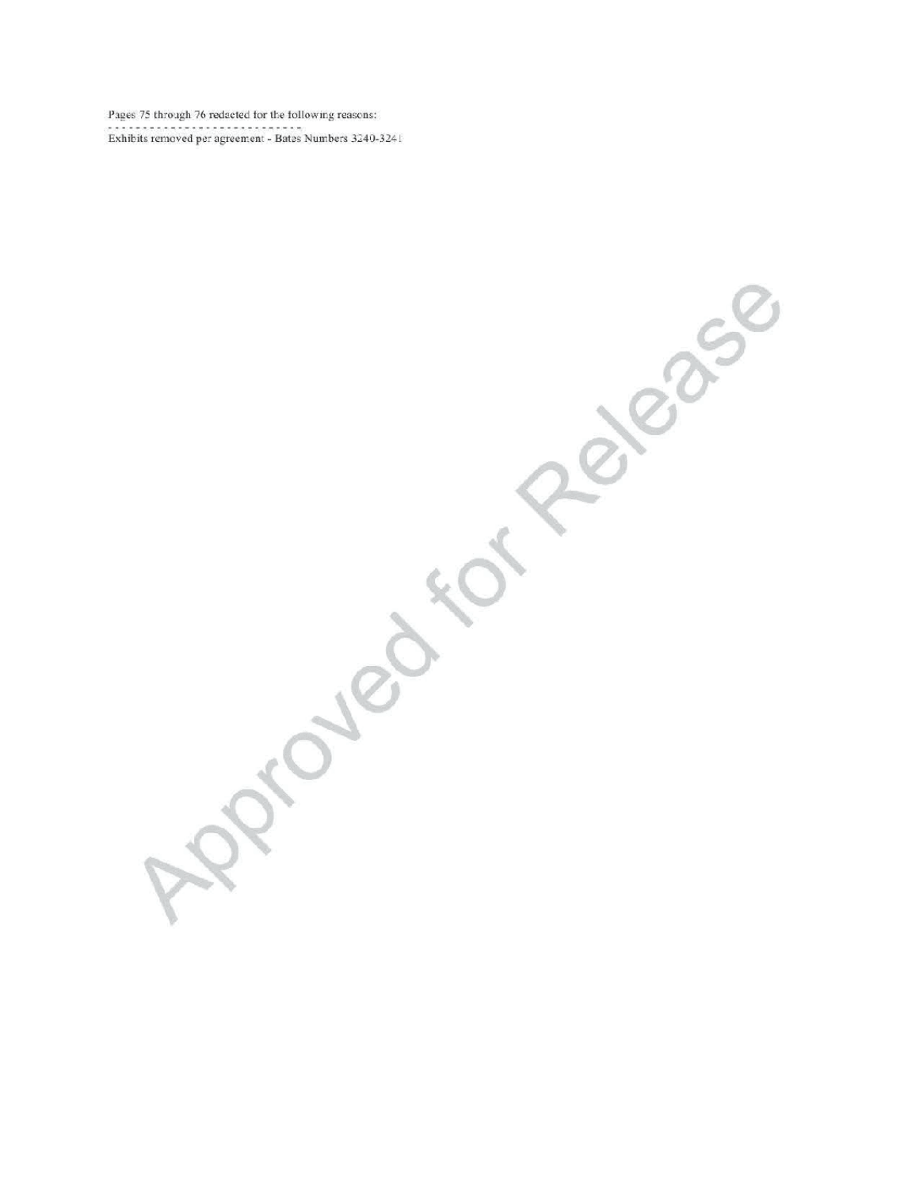Pages 75 through 76 redacted for the following reasons:

- - - - - - - - - - - - - - - - - - - - - - - - - - - -

Exhibits removed per agreement - Bates Numbers 3240-3241